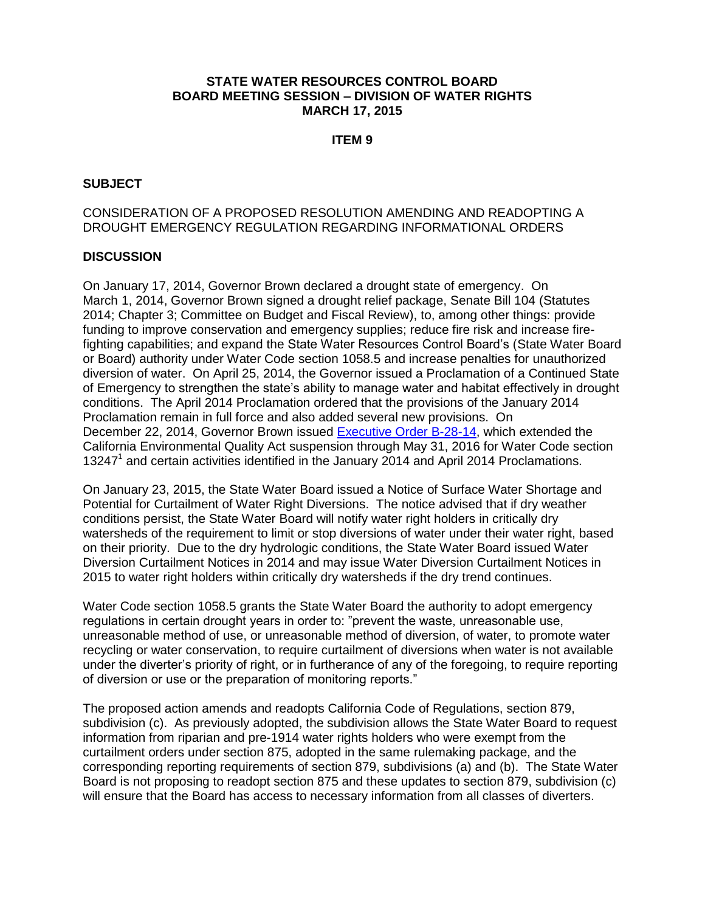**STATE WATER RESOURCES CONTROL BOARD**
**BOARD MEETING SESSION – DIVISION OF WATER RIGHTS**
**MARCH 17, 2015**

**ITEM 9**

## SUBJECT

CONSIDERATION OF A PROPOSED RESOLUTION AMENDING AND READOPTING A DROUGHT EMERGENCY REGULATION REGARDING INFORMATIONAL ORDERS

## DISCUSSION

On January 17, 2014, Governor Brown declared a drought state of emergency. On March 1, 2014, Governor Brown signed a drought relief package, Senate Bill 104 (Statutes 2014; Chapter 3; Committee on Budget and Fiscal Review), to, among other things: provide funding to improve conservation and emergency supplies; reduce fire risk and increase fire-fighting capabilities; and expand the State Water Resources Control Board's (State Water Board or Board) authority under Water Code section 1058.5 and increase penalties for unauthorized diversion of water. On April 25, 2014, the Governor issued a Proclamation of a Continued State of Emergency to strengthen the state's ability to manage water and habitat effectively in drought conditions. The April 2014 Proclamation ordered that the provisions of the January 2014 Proclamation remain in full force and also added several new provisions. On December 22, 2014, Governor Brown issued Executive Order B-28-14, which extended the California Environmental Quality Act suspension through May 31, 2016 for Water Code section 13247[1] and certain activities identified in the January 2014 and April 2014 Proclamations.

On January 23, 2015, the State Water Board issued a Notice of Surface Water Shortage and Potential for Curtailment of Water Right Diversions. The notice advised that if dry weather conditions persist, the State Water Board will notify water right holders in critically dry watersheds of the requirement to limit or stop diversions of water under their water right, based on their priority. Due to the dry hydrologic conditions, the State Water Board issued Water Diversion Curtailment Notices in 2014 and may issue Water Diversion Curtailment Notices in 2015 to water right holders within critically dry watersheds if the dry trend continues.

Water Code section 1058.5 grants the State Water Board the authority to adopt emergency regulations in certain drought years in order to: "prevent the waste, unreasonable use, unreasonable method of use, or unreasonable method of diversion, of water, to promote water recycling or water conservation, to require curtailment of diversions when water is not available under the diverter's priority of right, or in furtherance of any of the foregoing, to require reporting of diversion or use or the preparation of monitoring reports."

The proposed action amends and readopts California Code of Regulations, section 879, subdivision (c). As previously adopted, the subdivision allows the State Water Board to request information from riparian and pre-1914 water rights holders who were exempt from the curtailment orders under section 875, adopted in the same rulemaking package, and the corresponding reporting requirements of section 879, subdivisions (a) and (b). The State Water Board is not proposing to readopt section 875 and these updates to section 879, subdivision (c) will ensure that the Board has access to necessary information from all classes of diverters.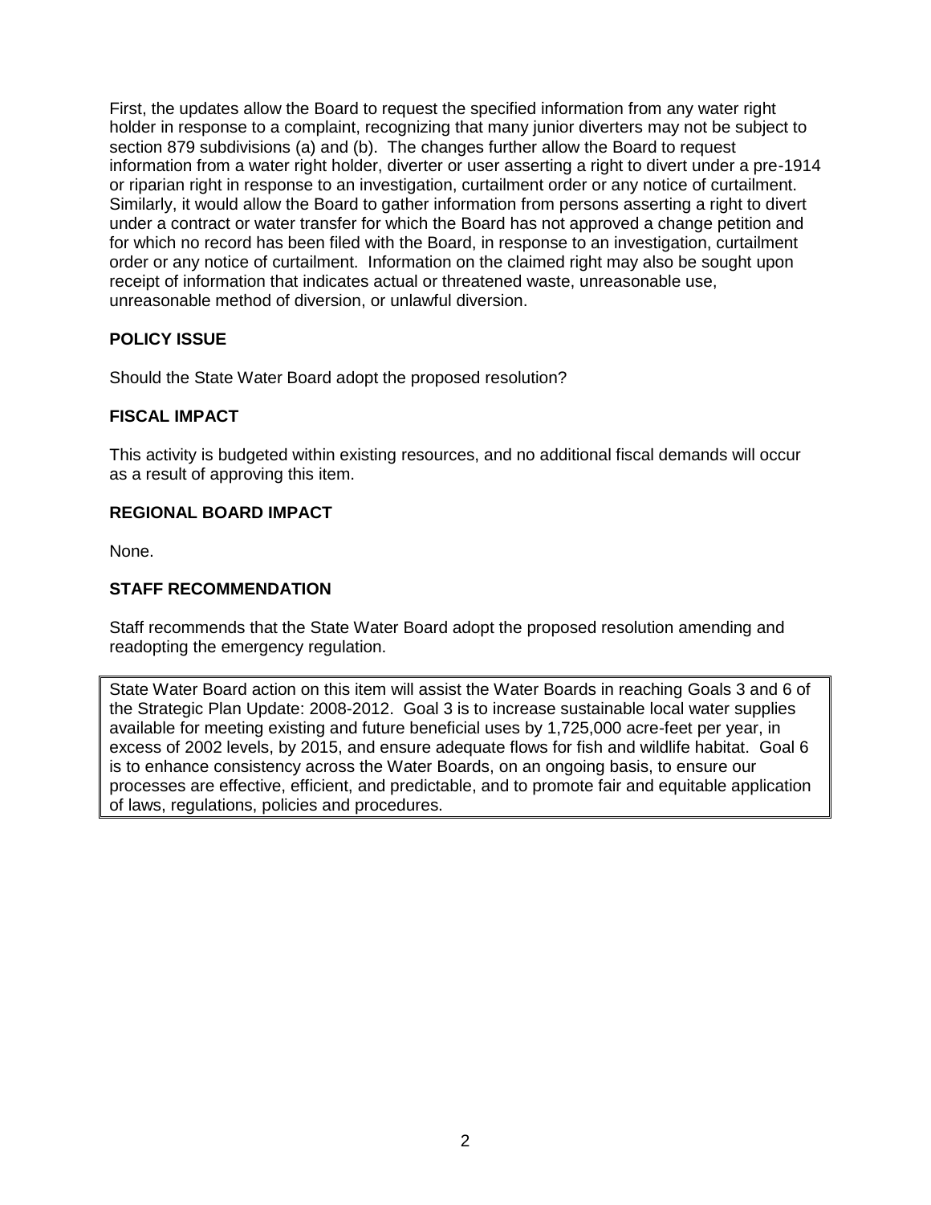First, the updates allow the Board to request the specified information from any water right holder in response to a complaint, recognizing that many junior diverters may not be subject to section 879 subdivisions (a) and (b). The changes further allow the Board to request information from a water right holder, diverter or user asserting a right to divert under a pre-1914 or riparian right in response to an investigation, curtailment order or any notice of curtailment. Similarly, it would allow the Board to gather information from persons asserting a right to divert under a contract or water transfer for which the Board has not approved a change petition and for which no record has been filed with the Board, in response to an investigation, curtailment order or any notice of curtailment. Information on the claimed right may also be sought upon receipt of information that indicates actual or threatened waste, unreasonable use, unreasonable method of diversion, or unlawful diversion.

## POLICY ISSUE

Should the State Water Board adopt the proposed resolution?

## FISCAL IMPACT

This activity is budgeted within existing resources, and no additional fiscal demands will occur as a result of approving this item.

## REGIONAL BOARD IMPACT

None.

## STAFF RECOMMENDATION

Staff recommends that the State Water Board adopt the proposed resolution amending and readopting the emergency regulation.

State Water Board action on this item will assist the Water Boards in reaching Goals 3 and 6 of the Strategic Plan Update: 2008-2012. Goal 3 is to increase sustainable local water supplies available for meeting existing and future beneficial uses by 1,725,000 acre-feet per year, in excess of 2002 levels, by 2015, and ensure adequate flows for fish and wildlife habitat. Goal 6 is to enhance consistency across the Water Boards, on an ongoing basis, to ensure our processes are effective, efficient, and predictable, and to promote fair and equitable application of laws, regulations, policies and procedures.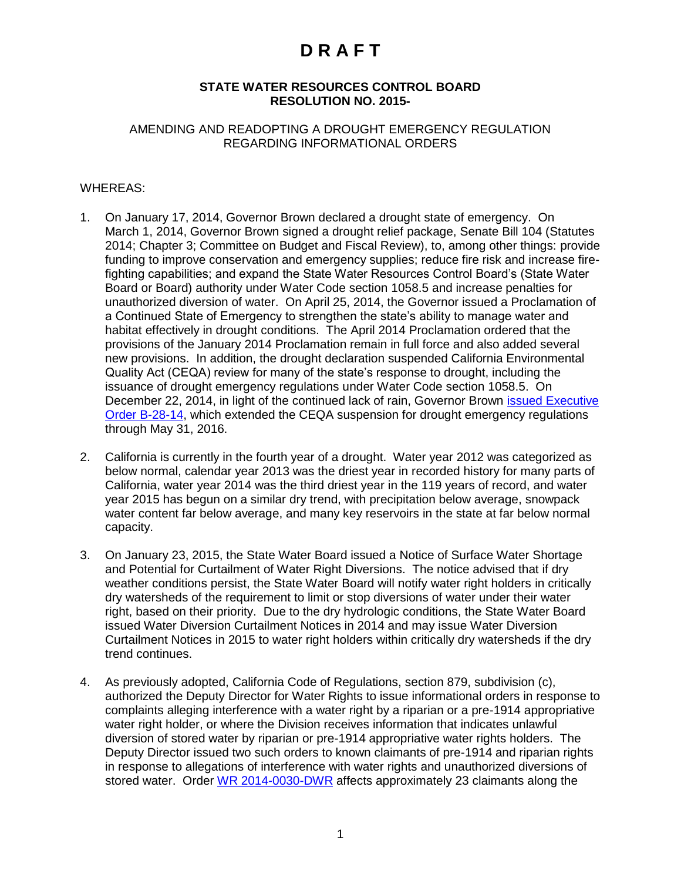# D R A F T

**STATE WATER RESOURCES CONTROL BOARD**
**RESOLUTION NO. 2015-**

AMENDING AND READOPTING A DROUGHT EMERGENCY REGULATION REGARDING INFORMATIONAL ORDERS

WHEREAS:

1. On January 17, 2014, Governor Brown declared a drought state of emergency. On March 1, 2014, Governor Brown signed a drought relief package, Senate Bill 104 (Statutes 2014; Chapter 3; Committee on Budget and Fiscal Review), to, among other things: provide funding to improve conservation and emergency supplies; reduce fire risk and increase fire-fighting capabilities; and expand the State Water Resources Control Board's (State Water Board or Board) authority under Water Code section 1058.5 and increase penalties for unauthorized diversion of water. On April 25, 2014, the Governor issued a Proclamation of a Continued State of Emergency to strengthen the state's ability to manage water and habitat effectively in drought conditions. The April 2014 Proclamation ordered that the provisions of the January 2014 Proclamation remain in full force and also added several new provisions. In addition, the drought declaration suspended California Environmental Quality Act (CEQA) review for many of the state's response to drought, including the issuance of drought emergency regulations under Water Code section 1058.5. On December 22, 2014, in light of the continued lack of rain, Governor Brown issued Executive Order B-28-14, which extended the CEQA suspension for drought emergency regulations through May 31, 2016.

2. California is currently in the fourth year of a drought. Water year 2012 was categorized as below normal, calendar year 2013 was the driest year in recorded history for many parts of California, water year 2014 was the third driest year in the 119 years of record, and water year 2015 has begun on a similar dry trend, with precipitation below average, snowpack water content far below average, and many key reservoirs in the state at far below normal capacity.

3. On January 23, 2015, the State Water Board issued a Notice of Surface Water Shortage and Potential for Curtailment of Water Right Diversions. The notice advised that if dry weather conditions persist, the State Water Board will notify water right holders in critically dry watersheds of the requirement to limit or stop diversions of water under their water right, based on their priority. Due to the dry hydrologic conditions, the State Water Board issued Water Diversion Curtailment Notices in 2014 and may issue Water Diversion Curtailment Notices in 2015 to water right holders within critically dry watersheds if the dry trend continues.

4. As previously adopted, California Code of Regulations, section 879, subdivision (c), authorized the Deputy Director for Water Rights to issue informational orders in response to complaints alleging interference with a water right by a riparian or a pre-1914 appropriative water right holder, or where the Division receives information that indicates unlawful diversion of stored water by riparian or pre-1914 appropriative water rights holders. The Deputy Director issued two such orders to known claimants of pre-1914 and riparian rights in response to allegations of interference with water rights and unauthorized diversions of stored water. Order WR 2014-0030-DWR affects approximately 23 claimants along the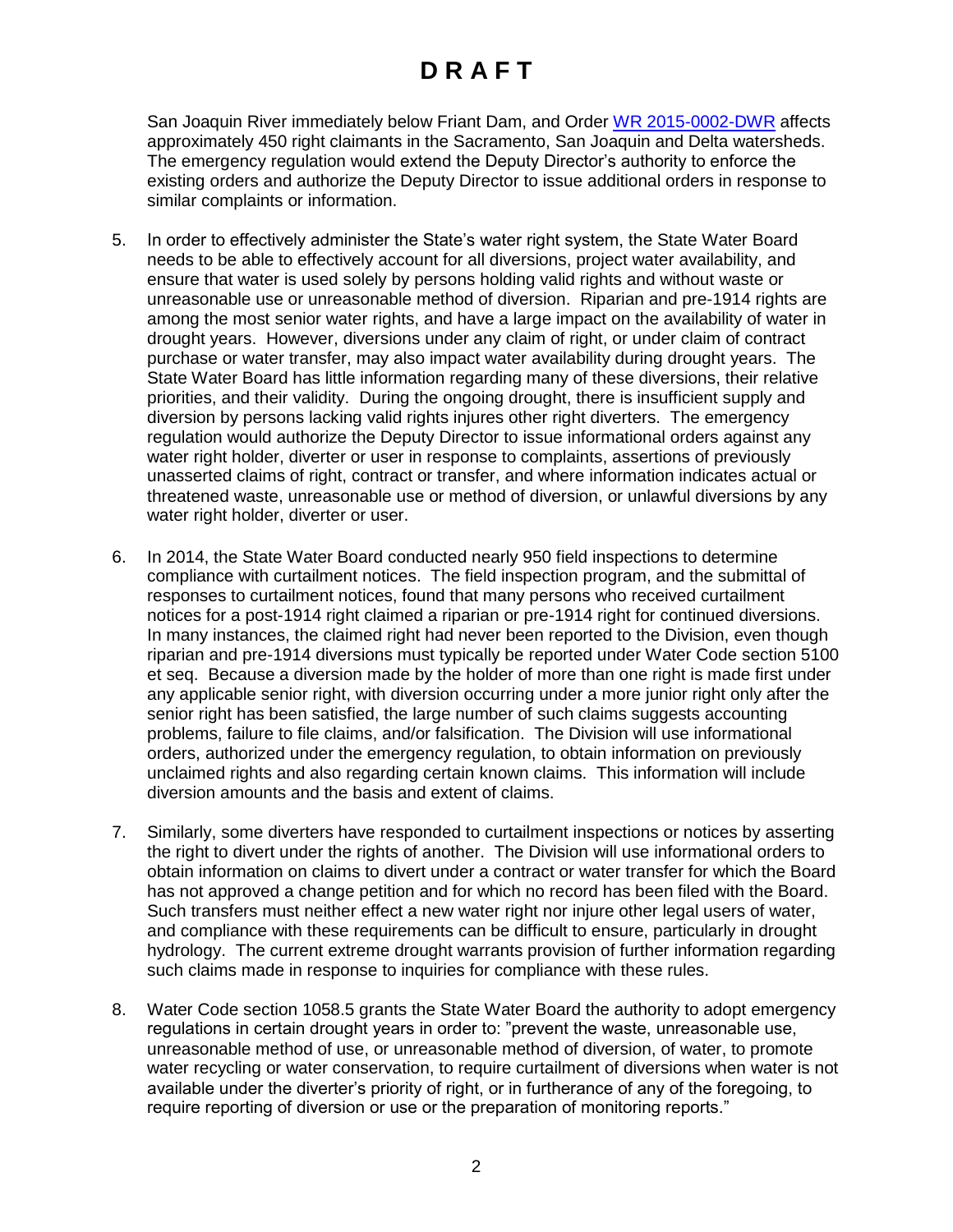San Joaquin River immediately below Friant Dam, and Order [WR 2015-0002-DWR] affects approximately 450 right claimants in the Sacramento, San Joaquin and Delta watersheds. The emergency regulation would extend the Deputy Director's authority to enforce the existing orders and authorize the Deputy Director to issue additional orders in response to similar complaints or information.

5. In order to effectively administer the State's water right system, the State Water Board needs to be able to effectively account for all diversions, project water availability, and ensure that water is used solely by persons holding valid rights and without waste or unreasonable use or unreasonable method of diversion. Riparian and pre-1914 rights are among the most senior water rights, and have a large impact on the availability of water in drought years. However, diversions under any claim of right, or under claim of contract purchase or water transfer, may also impact water availability during drought years. The State Water Board has little information regarding many of these diversions, their relative priorities, and their validity. During the ongoing drought, there is insufficient supply and diversion by persons lacking valid rights injures other right diverters. The emergency regulation would authorize the Deputy Director to issue informational orders against any water right holder, diverter or user in response to complaints, assertions of previously unasserted claims of right, contract or transfer, and where information indicates actual or threatened waste, unreasonable use or method of diversion, or unlawful diversions by any water right holder, diverter or user.

6. In 2014, the State Water Board conducted nearly 950 field inspections to determine compliance with curtailment notices. The field inspection program, and the submittal of responses to curtailment notices, found that many persons who received curtailment notices for a post-1914 right claimed a riparian or pre-1914 right for continued diversions. In many instances, the claimed right had never been reported to the Division, even though riparian and pre-1914 diversions must typically be reported under Water Code section 5100 et seq. Because a diversion made by the holder of more than one right is made first under any applicable senior right, with diversion occurring under a more junior right only after the senior right has been satisfied, the large number of such claims suggests accounting problems, failure to file claims, and/or falsification. The Division will use informational orders, authorized under the emergency regulation, to obtain information on previously unclaimed rights and also regarding certain known claims. This information will include diversion amounts and the basis and extent of claims.

7. Similarly, some diverters have responded to curtailment inspections or notices by asserting the right to divert under the rights of another. The Division will use informational orders to obtain information on claims to divert under a contract or water transfer for which the Board has not approved a change petition and for which no record has been filed with the Board. Such transfers must neither effect a new water right nor injure other legal users of water, and compliance with these requirements can be difficult to ensure, particularly in drought hydrology. The current extreme drought warrants provision of further information regarding such claims made in response to inquiries for compliance with these rules.

8. Water Code section 1058.5 grants the State Water Board the authority to adopt emergency regulations in certain drought years in order to: "prevent the waste, unreasonable use, unreasonable method of use, or unreasonable method of diversion, of water, to promote water recycling or water conservation, to require curtailment of diversions when water is not available under the diverter's priority of right, or in furtherance of any of the foregoing, to require reporting of diversion or use or the preparation of monitoring reports."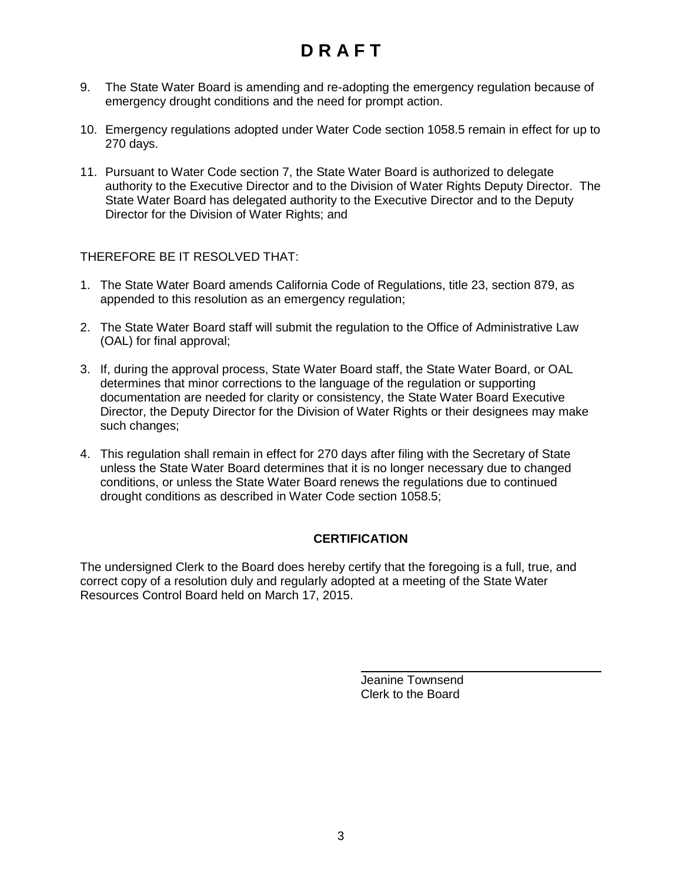# D R A F T

9. The State Water Board is amending and re-adopting the emergency regulation because of emergency drought conditions and the need for prompt action.

10. Emergency regulations adopted under Water Code section 1058.5 remain in effect for up to 270 days.

11. Pursuant to Water Code section 7, the State Water Board is authorized to delegate authority to the Executive Director and to the Division of Water Rights Deputy Director. The State Water Board has delegated authority to the Executive Director and to the Deputy Director for the Division of Water Rights; and

THEREFORE BE IT RESOLVED THAT:

1. The State Water Board amends California Code of Regulations, title 23, section 879, as appended to this resolution as an emergency regulation;

2. The State Water Board staff will submit the regulation to the Office of Administrative Law (OAL) for final approval;

3. If, during the approval process, State Water Board staff, the State Water Board, or OAL determines that minor corrections to the language of the regulation or supporting documentation are needed for clarity or consistency, the State Water Board Executive Director, the Deputy Director for the Division of Water Rights or their designees may make such changes;

4. This regulation shall remain in effect for 270 days after filing with the Secretary of State unless the State Water Board determines that it is no longer necessary due to changed conditions, or unless the State Water Board renews the regulations due to continued drought conditions as described in Water Code section 1058.5;

**CERTIFICATION**

The undersigned Clerk to the Board does hereby certify that the foregoing is a full, true, and correct copy of a resolution duly and regularly adopted at a meeting of the State Water Resources Control Board held on March 17, 2015.

Jeanine Townsend
Clerk to the Board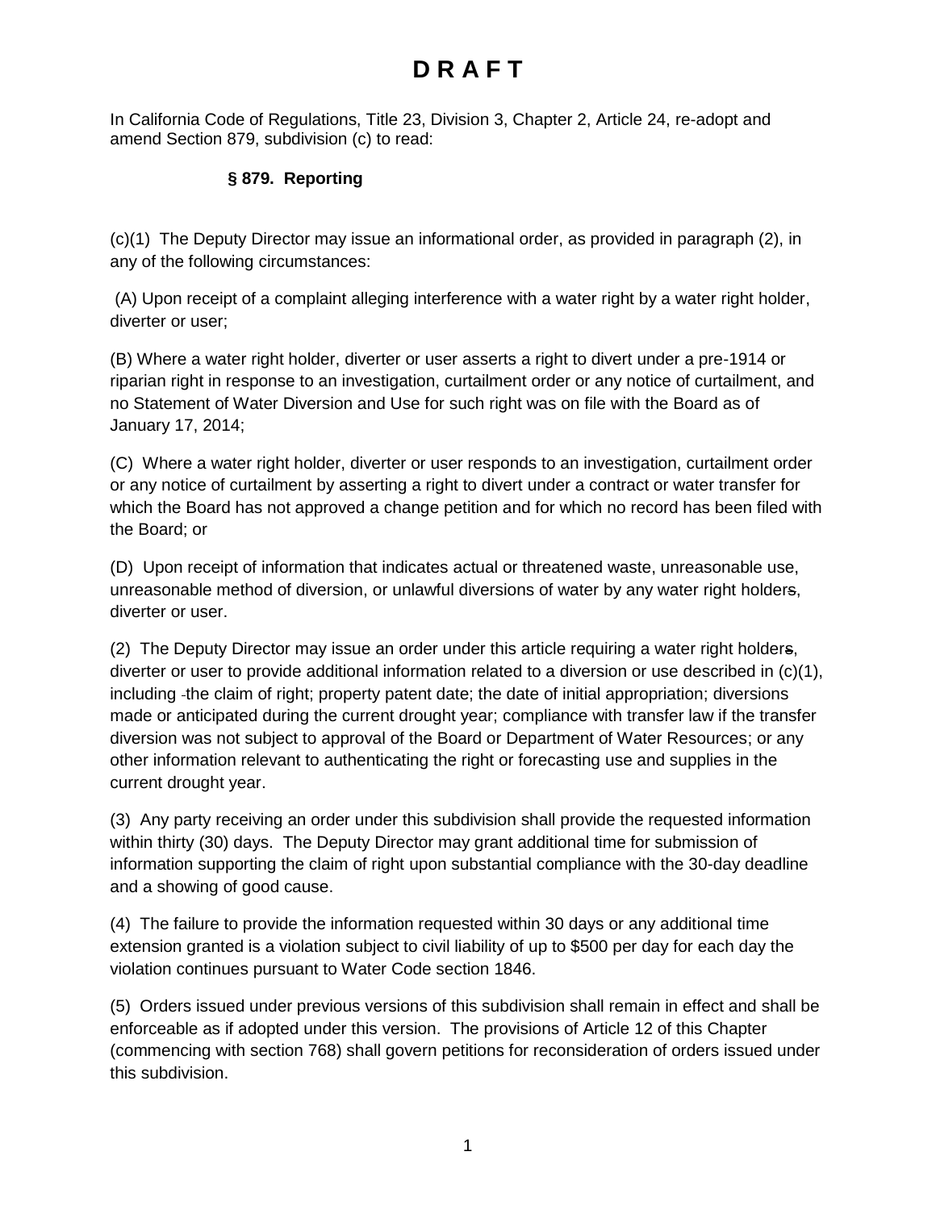# D R A F T

In California Code of Regulations, Title 23, Division 3, Chapter 2, Article 24, re-adopt and amend Section 879, subdivision (c) to read:

### § 879. Reporting

(c)(1) The Deputy Director may issue an informational order, as provided in paragraph (2), in any of the following circumstances:

(A) Upon receipt of a complaint alleging interference with a water right by a water right holder, diverter or user;

(B) Where a water right holder, diverter or user asserts a right to divert under a pre-1914 or riparian right in response to an investigation, curtailment order or any notice of curtailment, and no Statement of Water Diversion and Use for such right was on file with the Board as of January 17, 2014;

(C) Where a water right holder, diverter or user responds to an investigation, curtailment order or any notice of curtailment by asserting a right to divert under a contract or water transfer for which the Board has not approved a change petition and for which no record has been filed with the Board; or

(D) Upon receipt of information that indicates actual or threatened waste, unreasonable use, unreasonable method of diversion, or unlawful diversions of water by any water right holders, diverter or user.

(2) The Deputy Director may issue an order under this article requiring a water right holders, diverter or user to provide additional information related to a diversion or use described in (c)(1), including the claim of right; property patent date; the date of initial appropriation; diversions made or anticipated during the current drought year; compliance with transfer law if the transfer diversion was not subject to approval of the Board or Department of Water Resources; or any other information relevant to authenticating the right or forecasting use and supplies in the current drought year.

(3) Any party receiving an order under this subdivision shall provide the requested information within thirty (30) days. The Deputy Director may grant additional time for submission of information supporting the claim of right upon substantial compliance with the 30-day deadline and a showing of good cause.

(4) The failure to provide the information requested within 30 days or any additional time extension granted is a violation subject to civil liability of up to $500 per day for each day the violation continues pursuant to Water Code section 1846.

(5) Orders issued under previous versions of this subdivision shall remain in effect and shall be enforceable as if adopted under this version. The provisions of Article 12 of this Chapter (commencing with section 768) shall govern petitions for reconsideration of orders issued under this subdivision.